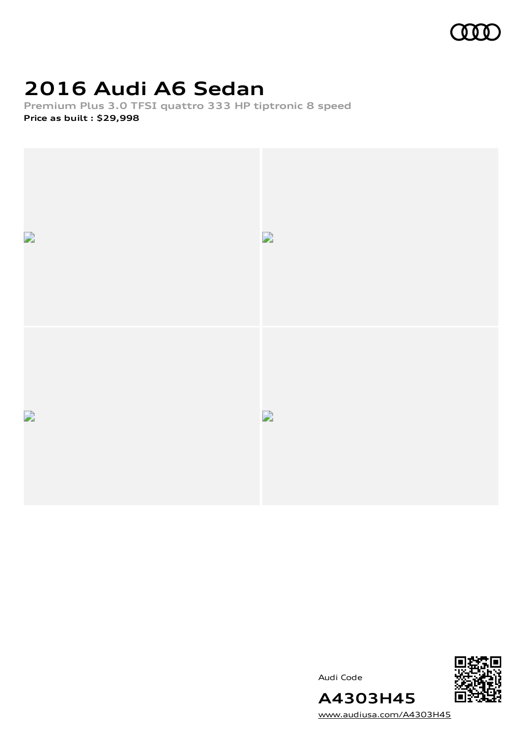# 2016 Audi A6 Sedan

**Premium Plus 3.0 TFSI quattro 333 HP tiptronic 8 speed**

**Price as built : $29,998**

Audi Code

**A4303H45**

www.audiusa.com/A4303H45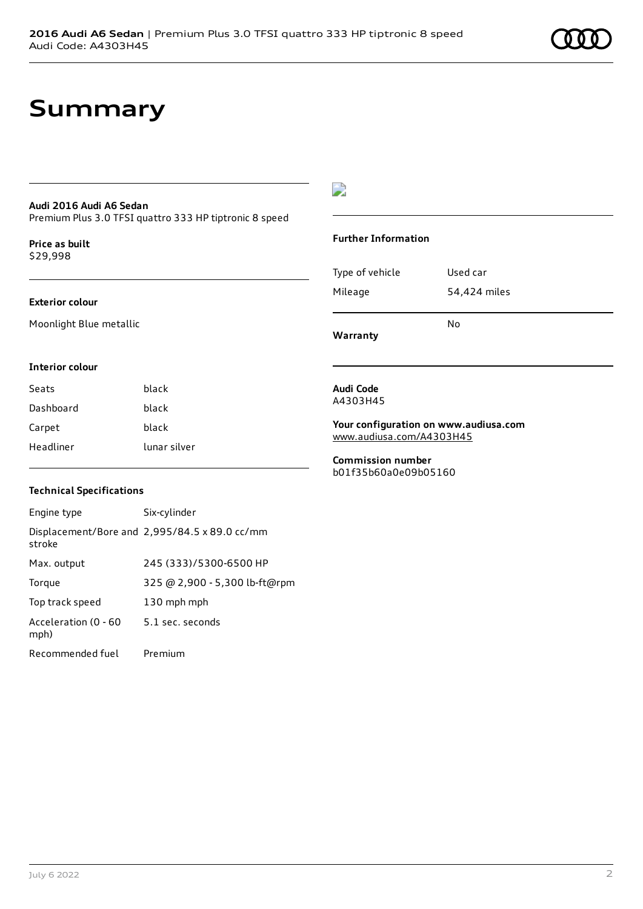# Summary

**Audi 2016 Audi A6 Sedan**
Premium Plus 3.0 TFSI quattro 333 HP tiptronic 8 speed

**Price as built**
$29,998

**Exterior colour**

Moonlight Blue metallic

**Interior colour**

| Seats | black |
|---|---|
| Dashboard | black |
| Carpet | black |
| Headliner | lunar silver |

**Technical Specifications**

| Engine type | Six-cylinder |
|---|---|
| Displacement/Bore and stroke | 2,995/84.5 x 89.0 cc/mm |
| Max. output | 245 (333)/5300-6500 HP |
| Torque | 325 @ 2,900 - 5,300 lb-ft@rpm |
| Top track speed | 130 mph mph |
| Acceleration (0 - 60 mph) | 5.1 sec. seconds |
| Recommended fuel | Premium |

**Further Information**

| Type of vehicle | Used car |
|---|---|
| Mileage | 54,424 miles |
| **Warranty** | No |

**Audi Code**
A4303H45

**Your configuration on www.audiusa.com**
www.audiusa.com/A4303H45

**Commission number**
b01f35b60a0e09b05160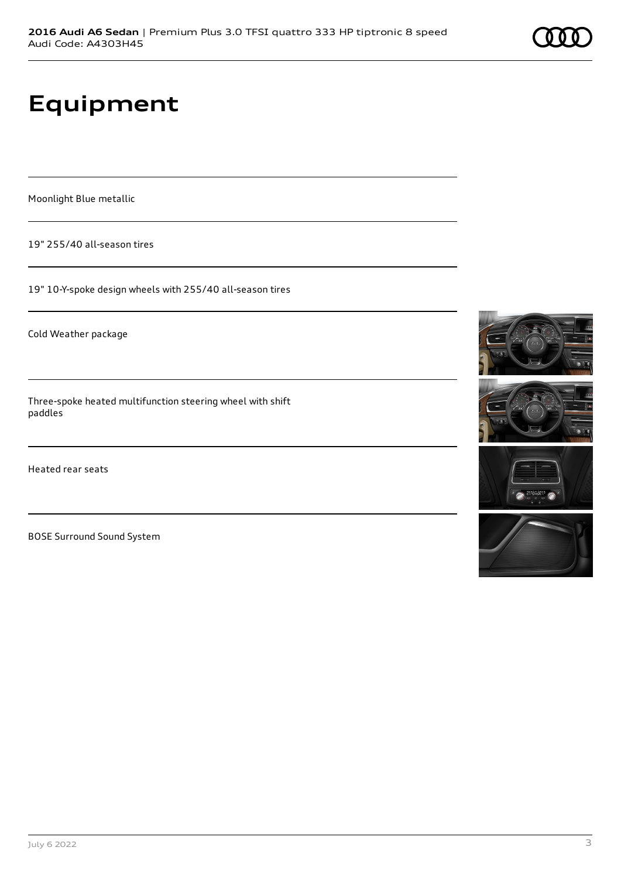# Equipment

Moonlight Blue metallic

19" 255/40 all-season tires

19" 10-Y-spoke design wheels with 255/40 all-season tires

Cold Weather package

Three-spoke heated multifunction steering wheel with shift paddles

Heated rear seats

BOSE Surround Sound System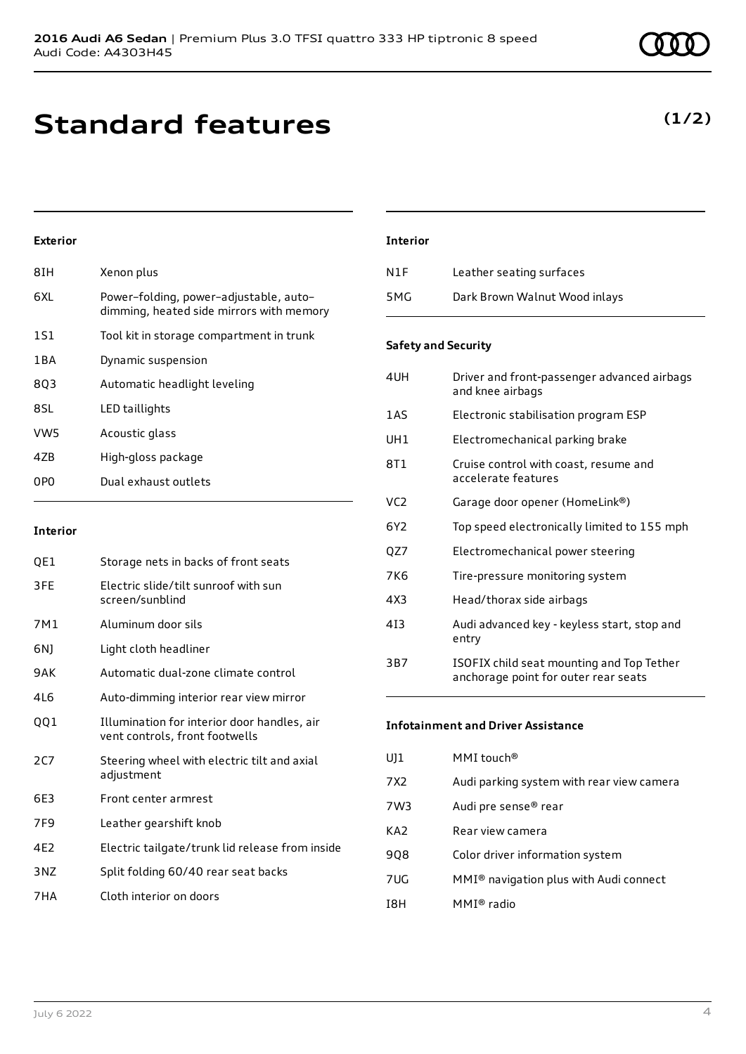# Standard features

**(1/2)**

### Exterior

| | |
|---|---|
| 8IH | Xenon plus |
| 6XL | Power–folding, power–adjustable, auto–dimming, heated side mirrors with memory |
| 1S1 | Tool kit in storage compartment in trunk |
| 1BA | Dynamic suspension |
| 8Q3 | Automatic headlight leveling |
| 8SL | LED taillights |
| VW5 | Acoustic glass |
| 4ZB | High-gloss package |
| 0P0 | Dual exhaust outlets |

### Interior

| | |
|---|---|
| QE1 | Storage nets in backs of front seats |
| 3FE | Electric slide/tilt sunroof with sun screen/sunblind |
| 7M1 | Aluminum door sils |
| 6NJ | Light cloth headliner |
| 9AK | Automatic dual-zone climate control |
| 4L6 | Auto-dimming interior rear view mirror |
| QQ1 | Illumination for interior door handles, air vent controls, front footwells |
| 2C7 | Steering wheel with electric tilt and axial adjustment |
| 6E3 | Front center armrest |
| 7F9 | Leather gearshift knob |
| 4E2 | Electric tailgate/trunk lid release from inside |
| 3NZ | Split folding 60/40 rear seat backs |
| 7HA | Cloth interior on doors |

### Interior

| | |
|---|---|
| N1F | Leather seating surfaces |
| 5MG | Dark Brown Walnut Wood inlays |

### Safety and Security

| | |
|---|---|
| 4UH | Driver and front-passenger advanced airbags and knee airbags |
| 1AS | Electronic stabilisation program ESP |
| UH1 | Electromechanical parking brake |
| 8T1 | Cruise control with coast, resume and accelerate features |
| VC2 | Garage door opener (HomeLink®) |
| 6Y2 | Top speed electronically limited to 155 mph |
| QZ7 | Electromechanical power steering |
| 7K6 | Tire-pressure monitoring system |
| 4X3 | Head/thorax side airbags |
| 4I3 | Audi advanced key - keyless start, stop and entry |
| 3B7 | ISOFIX child seat mounting and Top Tether anchorage point for outer rear seats |

### Infotainment and Driver Assistance

| | |
|---|---|
| UJ1 | MMI touch® |
| 7X2 | Audi parking system with rear view camera |
| 7W3 | Audi pre sense® rear |
| KA2 | Rear view camera |
| 9Q8 | Color driver information system |
| 7UG | MMI® navigation plus with Audi connect |
| I8H | MMI® radio |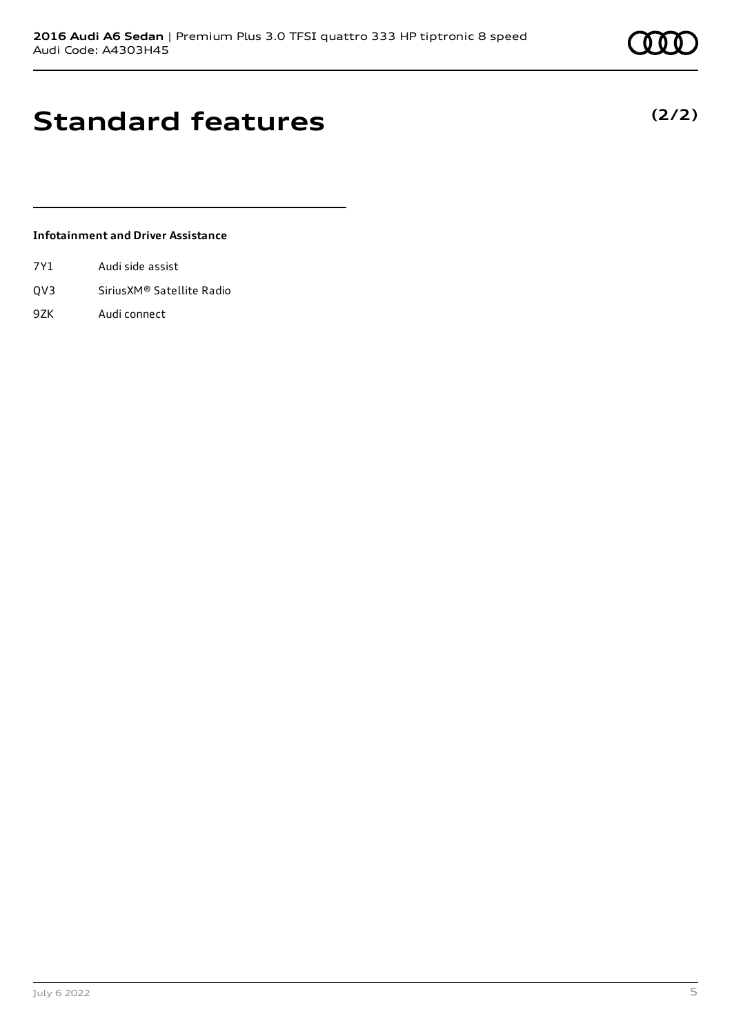# Standard features

**(2/2)**

### Infotainment and Driver Assistance

| | |
|---|---|
| 7Y1 | Audi side assist |
| QV3 | SiriusXM® Satellite Radio |
| 9ZK | Audi connect |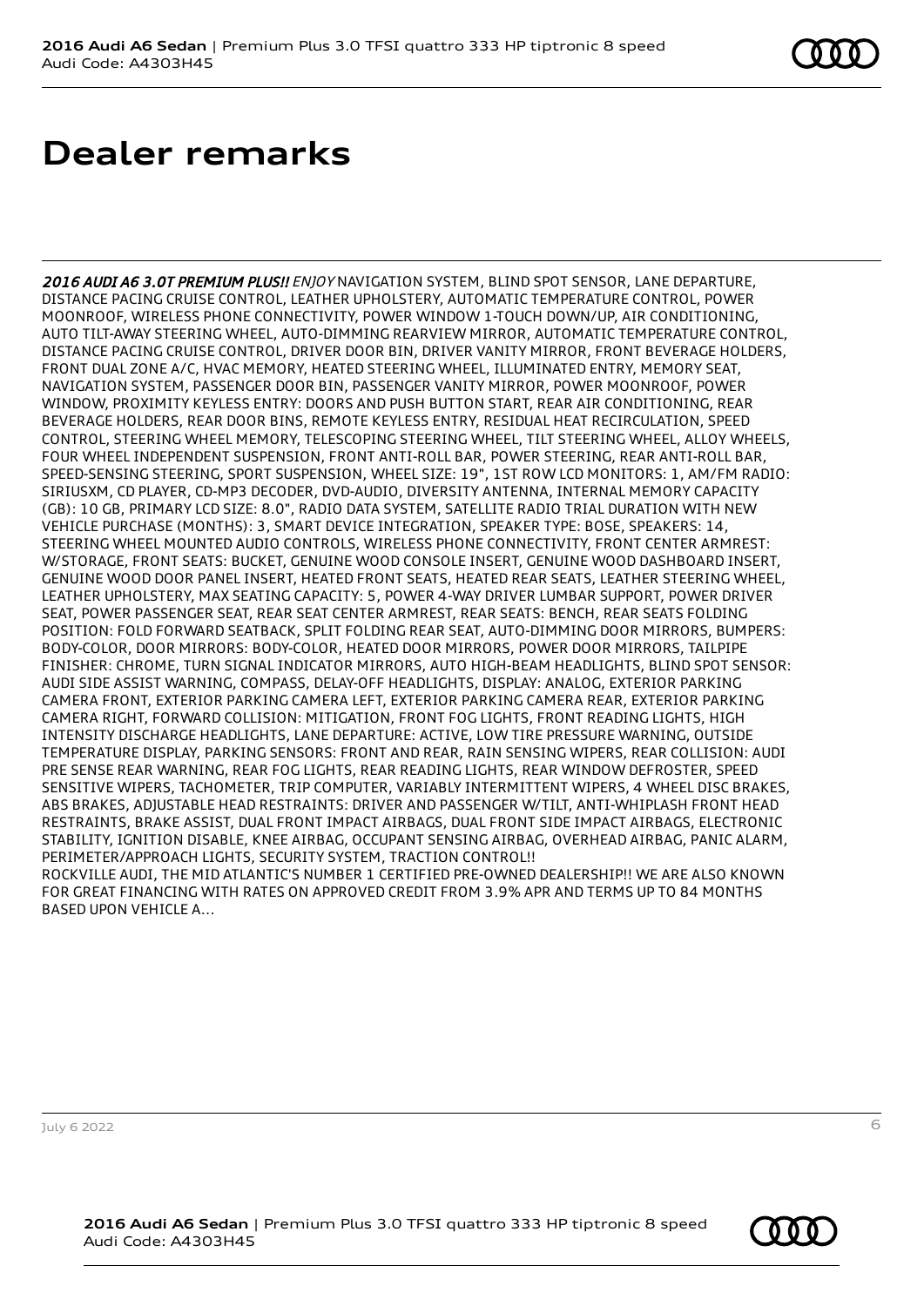# Dealer remarks

*2016 AUDI A6 3.0T PREMIUM PLUS!! ENJOY* NAVIGATION SYSTEM, BLIND SPOT SENSOR, LANE DEPARTURE, DISTANCE PACING CRUISE CONTROL, LEATHER UPHOLSTERY, AUTOMATIC TEMPERATURE CONTROL, POWER MOONROOF, WIRELESS PHONE CONNECTIVITY, POWER WINDOW 1-TOUCH DOWN/UP, AIR CONDITIONING, AUTO TILT-AWAY STEERING WHEEL, AUTO-DIMMING REARVIEW MIRROR, AUTOMATIC TEMPERATURE CONTROL, DISTANCE PACING CRUISE CONTROL, DRIVER DOOR BIN, DRIVER VANITY MIRROR, FRONT BEVERAGE HOLDERS, FRONT DUAL ZONE A/C, HVAC MEMORY, HEATED STEERING WHEEL, ILLUMINATED ENTRY, MEMORY SEAT, NAVIGATION SYSTEM, PASSENGER DOOR BIN, PASSENGER VANITY MIRROR, POWER MOONROOF, POWER WINDOW, PROXIMITY KEYLESS ENTRY: DOORS AND PUSH BUTTON START, REAR AIR CONDITIONING, REAR BEVERAGE HOLDERS, REAR DOOR BINS, REMOTE KEYLESS ENTRY, RESIDUAL HEAT RECIRCULATION, SPEED CONTROL, STEERING WHEEL MEMORY, TELESCOPING STEERING WHEEL, TILT STEERING WHEEL, ALLOY WHEELS, FOUR WHEEL INDEPENDENT SUSPENSION, FRONT ANTI-ROLL BAR, POWER STEERING, REAR ANTI-ROLL BAR, SPEED-SENSING STEERING, SPORT SUSPENSION, WHEEL SIZE: 19", 1ST ROW LCD MONITORS: 1, AM/FM RADIO: SIRIUSXM, CD PLAYER, CD-MP3 DECODER, DVD-AUDIO, DIVERSITY ANTENNA, INTERNAL MEMORY CAPACITY (GB): 10 GB, PRIMARY LCD SIZE: 8.0", RADIO DATA SYSTEM, SATELLITE RADIO TRIAL DURATION WITH NEW VEHICLE PURCHASE (MONTHS): 3, SMART DEVICE INTEGRATION, SPEAKER TYPE: BOSE, SPEAKERS: 14, STEERING WHEEL MOUNTED AUDIO CONTROLS, WIRELESS PHONE CONNECTIVITY, FRONT CENTER ARMREST: W/STORAGE, FRONT SEATS: BUCKET, GENUINE WOOD CONSOLE INSERT, GENUINE WOOD DASHBOARD INSERT, GENUINE WOOD DOOR PANEL INSERT, HEATED FRONT SEATS, HEATED REAR SEATS, LEATHER STEERING WHEEL, LEATHER UPHOLSTERY, MAX SEATING CAPACITY: 5, POWER 4-WAY DRIVER LUMBAR SUPPORT, POWER DRIVER SEAT, POWER PASSENGER SEAT, REAR SEAT CENTER ARMREST, REAR SEATS: BENCH, REAR SEATS FOLDING POSITION: FOLD FORWARD SEATBACK, SPLIT FOLDING REAR SEAT, AUTO-DIMMING DOOR MIRRORS, BUMPERS: BODY-COLOR, DOOR MIRRORS: BODY-COLOR, HEATED DOOR MIRRORS, POWER DOOR MIRRORS, TAILPIPE FINISHER: CHROME, TURN SIGNAL INDICATOR MIRRORS, AUTO HIGH-BEAM HEADLIGHTS, BLIND SPOT SENSOR: AUDI SIDE ASSIST WARNING, COMPASS, DELAY-OFF HEADLIGHTS, DISPLAY: ANALOG, EXTERIOR PARKING CAMERA FRONT, EXTERIOR PARKING CAMERA LEFT, EXTERIOR PARKING CAMERA REAR, EXTERIOR PARKING CAMERA RIGHT, FORWARD COLLISION: MITIGATION, FRONT FOG LIGHTS, FRONT READING LIGHTS, HIGH INTENSITY DISCHARGE HEADLIGHTS, LANE DEPARTURE: ACTIVE, LOW TIRE PRESSURE WARNING, OUTSIDE TEMPERATURE DISPLAY, PARKING SENSORS: FRONT AND REAR, RAIN SENSING WIPERS, REAR COLLISION: AUDI PRE SENSE REAR WARNING, REAR FOG LIGHTS, REAR READING LIGHTS, REAR WINDOW DEFROSTER, SPEED SENSITIVE WIPERS, TACHOMETER, TRIP COMPUTER, VARIABLY INTERMITTENT WIPERS, 4 WHEEL DISC BRAKES, ABS BRAKES, ADJUSTABLE HEAD RESTRAINTS: DRIVER AND PASSENGER W/TILT, ANTI-WHIPLASH FRONT HEAD RESTRAINTS, BRAKE ASSIST, DUAL FRONT IMPACT AIRBAGS, DUAL FRONT SIDE IMPACT AIRBAGS, ELECTRONIC STABILITY, IGNITION DISABLE, KNEE AIRBAG, OCCUPANT SENSING AIRBAG, OVERHEAD AIRBAG, PANIC ALARM, PERIMETER/APPROACH LIGHTS, SECURITY SYSTEM, TRACTION CONTROL!!
ROCKVILLE AUDI, THE MID ATLANTIC'S NUMBER 1 CERTIFIED PRE-OWNED DEALERSHIP!! WE ARE ALSO KNOWN FOR GREAT FINANCING WITH RATES ON APPROVED CREDIT FROM 3.9% APR AND TERMS UP TO 84 MONTHS BASED UPON VEHICLE A...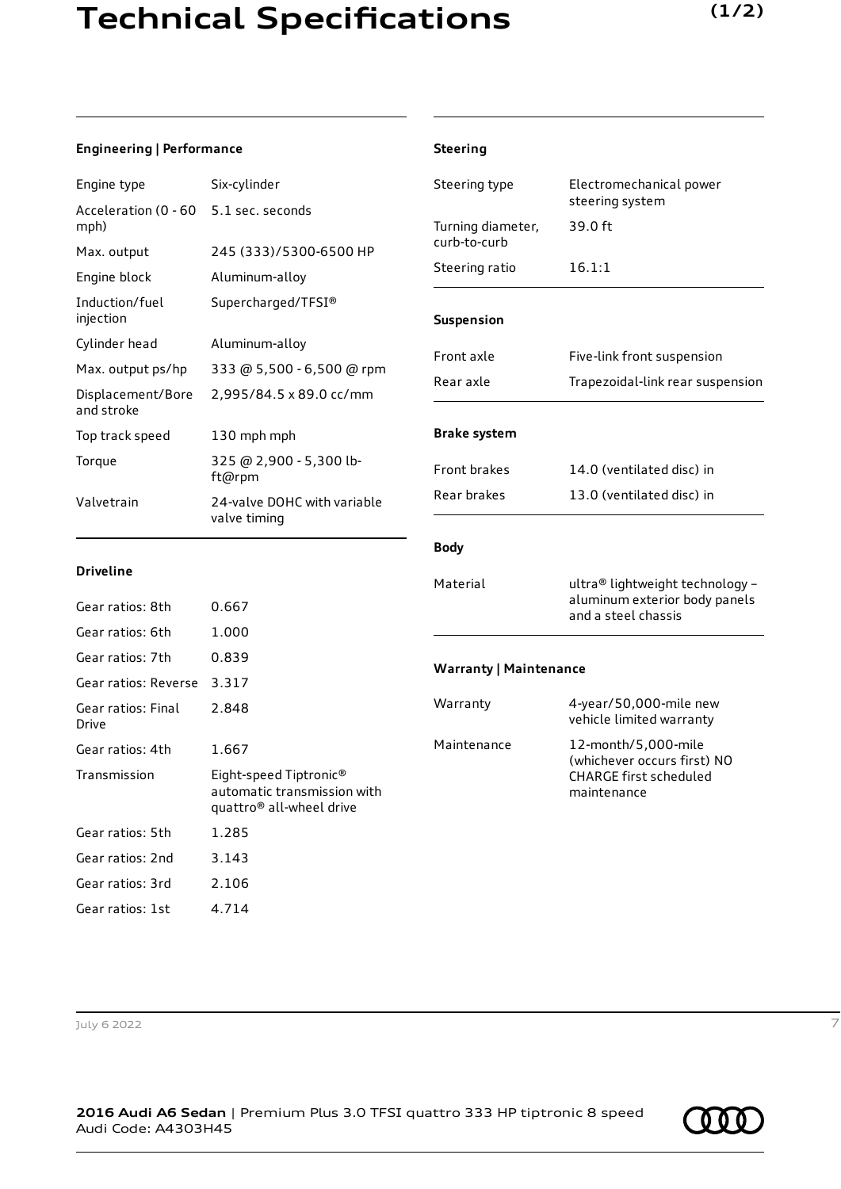# Technical Specifications

## Engineering | Performance

| | |
|---|---|
| Engine type | Six-cylinder |
| Acceleration (0 - 60 mph) | 5.1 sec. seconds |
| Max. output | 245 (333)/5300-6500 HP |
| Engine block | Aluminum-alloy |
| Induction/fuel injection | Supercharged/TFSI® |
| Cylinder head | Aluminum-alloy |
| Max. output ps/hp | 333 @ 5,500 - 6,500 @ rpm |
| Displacement/Bore and stroke | 2,995/84.5 x 89.0 cc/mm |
| Top track speed | 130 mph mph |
| Torque | 325 @ 2,900 - 5,300 lb-ft@rpm |
| Valvetrain | 24-valve DOHC with variable valve timing |

## Driveline

| | |
|---|---|
| Gear ratios: 8th | 0.667 |
| Gear ratios: 6th | 1.000 |
| Gear ratios: 7th | 0.839 |
| Gear ratios: Reverse | 3.317 |
| Gear ratios: Final Drive | 2.848 |
| Gear ratios: 4th | 1.667 |
| Transmission | Eight-speed Tiptronic® automatic transmission with quattro® all-wheel drive |
| Gear ratios: 5th | 1.285 |
| Gear ratios: 2nd | 3.143 |
| Gear ratios: 3rd | 2.106 |
| Gear ratios: 1st | 4.714 |

## Steering

| | |
|---|---|
| Steering type | Electromechanical power steering system |
| Turning diameter, curb-to-curb | 39.0 ft |
| Steering ratio | 16.1:1 |

## Suspension

| | |
|---|---|
| Front axle | Five-link front suspension |
| Rear axle | Trapezoidal-link rear suspension |

## Brake system

| | |
|---|---|
| Front brakes | 14.0 (ventilated disc) in |
| Rear brakes | 13.0 (ventilated disc) in |

## Body

| | |
|---|---|
| Material | ultra® lightweight technology – aluminum exterior body panels and a steel chassis |

## Warranty | Maintenance

| | |
|---|---|
| Warranty | 4-year/50,000-mile new vehicle limited warranty |
| Maintenance | 12-month/5,000-mile (whichever occurs first) NO CHARGE first scheduled maintenance |

July 6 2022

**2016 Audi A6 Sedan** | Premium Plus 3.0 TFSI quattro 333 HP tiptronic 8 speed
Audi Code: A4303H45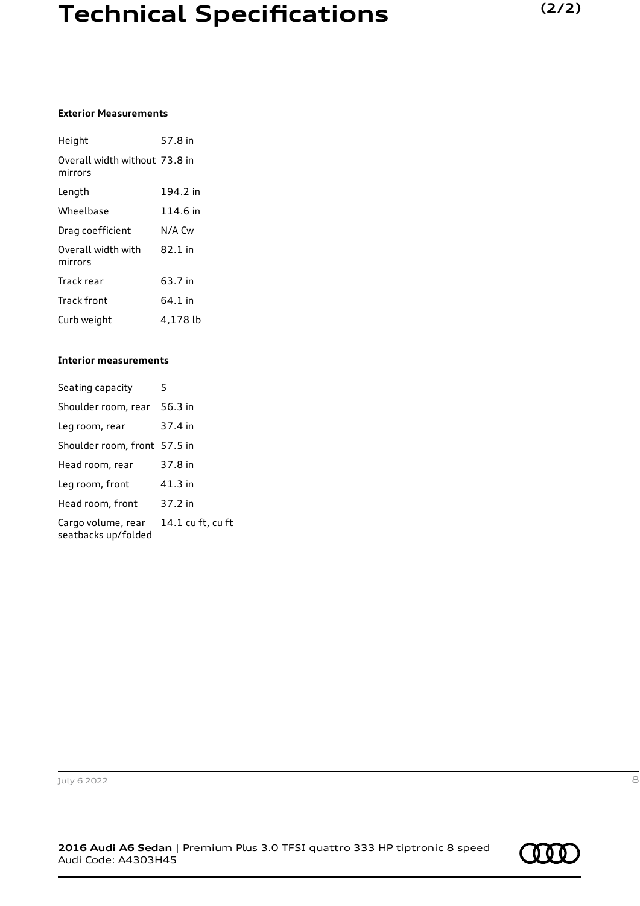# Technical Specifications

### Exterior Measurements

| | |
|---|---|
| Height | 57.8 in |
| Overall width without mirrors | 73.8 in |
| Length | 194.2 in |
| Wheelbase | 114.6 in |
| Drag coefficient | N/A Cw |
| Overall width with mirrors | 82.1 in |
| Track rear | 63.7 in |
| Track front | 64.1 in |
| Curb weight | 4,178 lb |

### Interior measurements

| | |
|---|---|
| Seating capacity | 5 |
| Shoulder room, rear | 56.3 in |
| Leg room, rear | 37.4 in |
| Shoulder room, front | 57.5 in |
| Head room, rear | 37.8 in |
| Leg room, front | 41.3 in |
| Head room, front | 37.2 in |
| Cargo volume, rear seatbacks up/folded | 14.1 cu ft, cu ft |

July 6 2022

**2016 Audi A6 Sedan** | Premium Plus 3.0 TFSI quattro 333 HP tiptronic 8 speed
Audi Code: A4303H45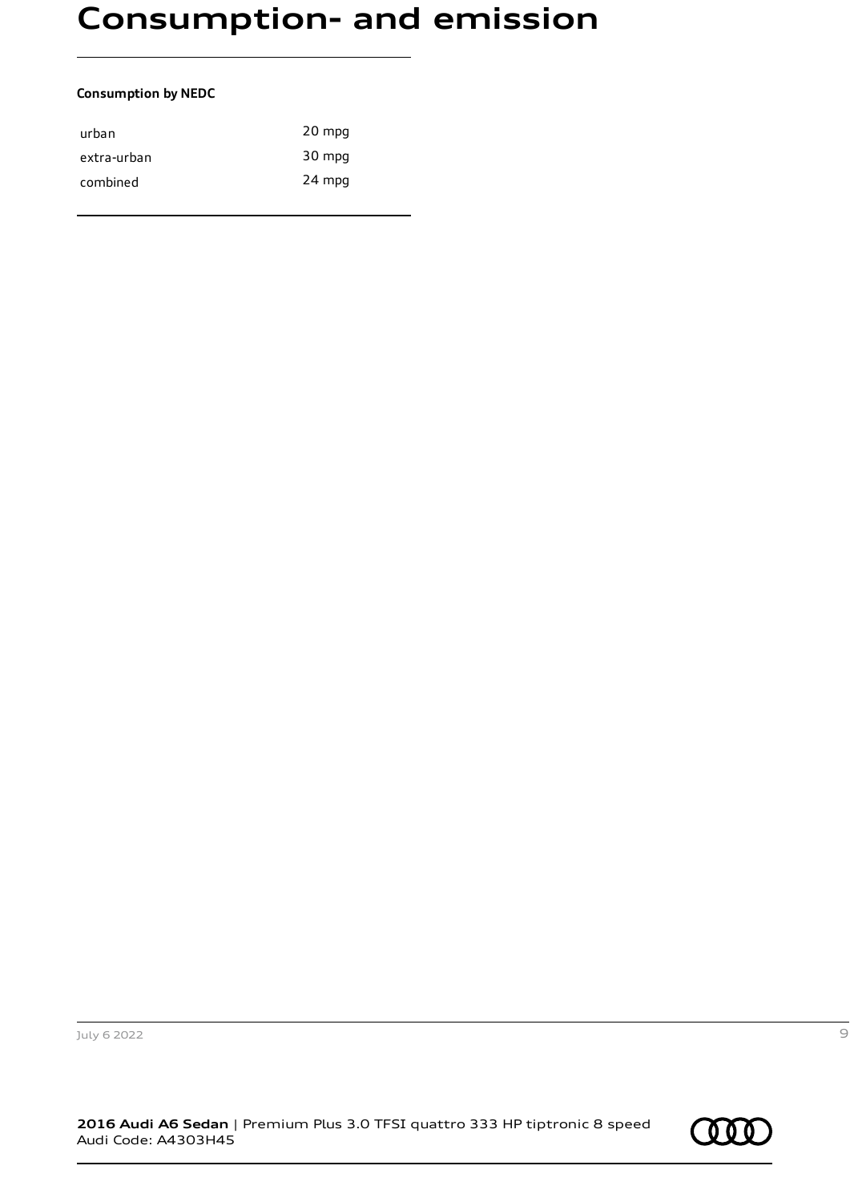# Consumption- and emission

**Consumption by NEDC**

| | |
|---|---|
| urban | 20 mpg |
| extra-urban | 30 mpg |
| combined | 24 mpg |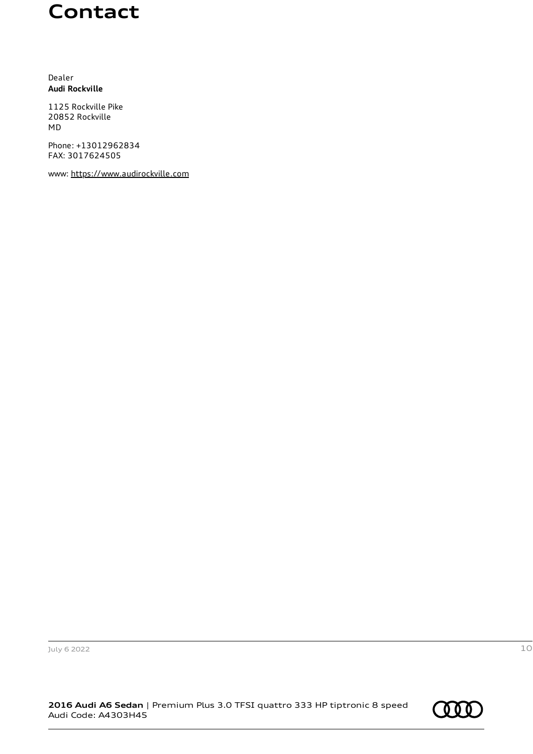# Contact

Dealer
**Audi Rockville**

1125 Rockville Pike
20852 Rockville
MD

Phone: +13012962834
FAX: 3017624505

www: https://www.audirockville.com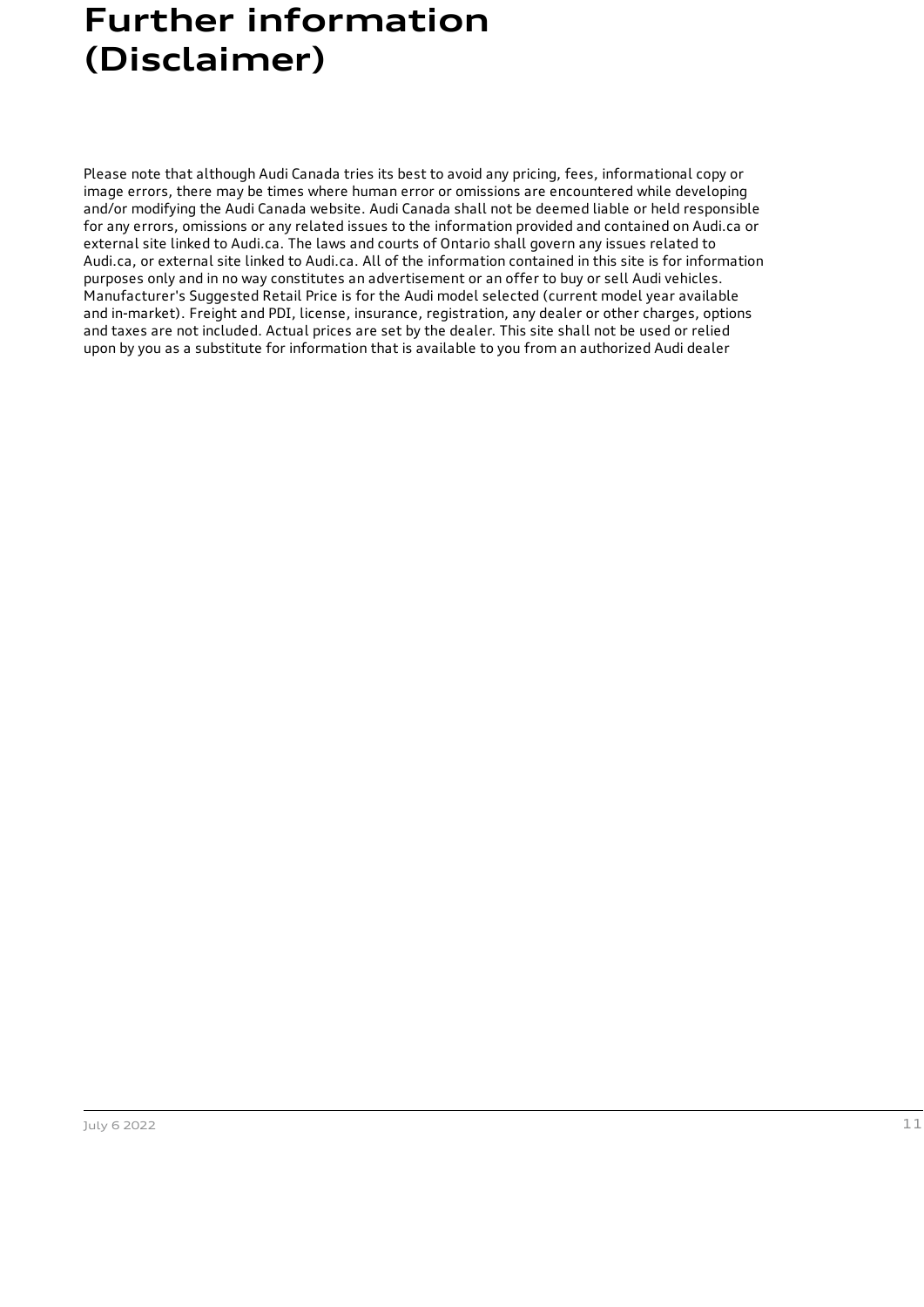# Further information (Disclaimer)

Please note that although Audi Canada tries its best to avoid any pricing, fees, informational copy or image errors, there may be times where human error or omissions are encountered while developing and/or modifying the Audi Canada website. Audi Canada shall not be deemed liable or held responsible for any errors, omissions or any related issues to the information provided and contained on Audi.ca or external site linked to Audi.ca. The laws and courts of Ontario shall govern any issues related to Audi.ca, or external site linked to Audi.ca. All of the information contained in this site is for information purposes only and in no way constitutes an advertisement or an offer to buy or sell Audi vehicles. Manufacturer's Suggested Retail Price is for the Audi model selected (current model year available and in-market). Freight and PDI, license, insurance, registration, any dealer or other charges, options and taxes are not included. Actual prices are set by the dealer. This site shall not be used or relied upon by you as a substitute for information that is available to you from an authorized Audi dealer